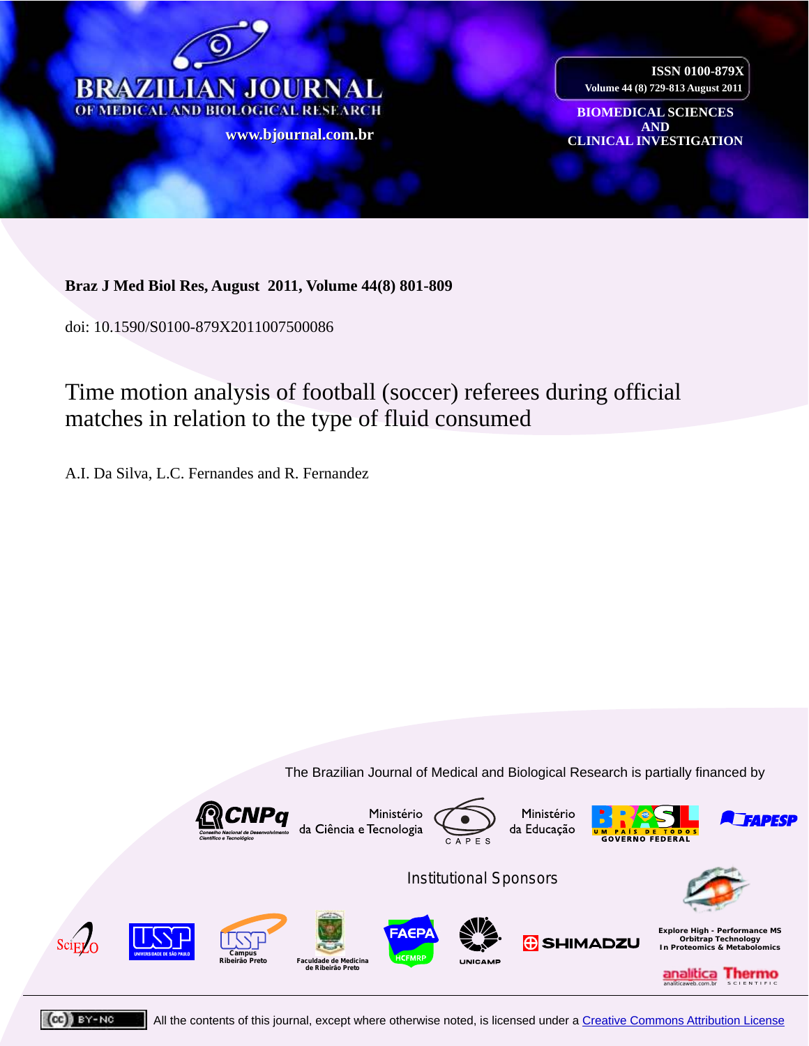# BRAZILIAN JOURNAL OF MEDICAL AND BIOLOGICAL RESEARCH

www.bjournal.com.br

ISSN 0100-879X
Volume 44 (8) 729-813 August 2011

BIOMEDICAL SCIENCES AND CLINICAL INVESTIGATION

**Braz J Med Biol Res, August 2011, Volume 44(8) 801-809**

doi: 10.1590/S0100-879X2011007500086

## Time motion analysis of football (soccer) referees during official matches in relation to the type of fluid consumed

A.I. Da Silva, L.C. Fernandes and R. Fernandez

The Brazilian Journal of Medical and Biological Research is partially financed by

CNPq Conselho Nacional de Desenvolvimento Científico e Tecnológico — Ministério da Ciência e Tecnologia — CAPES — Ministério da Educação — BRASIL UM PAÍS DE TODOS GOVERNO FEDERAL — FAPESP

Institutional Sponsors

SciELO — USP Universidade de São Paulo — USP Campus Ribeirão Preto — Faculdade de Medicina de Ribeirão Preto — FAEPA HCFMRP — UNICAMP — SHIMADZU — Explore High - Performance MS Orbitrap Technology In Proteomics & Metabolomics — analitica analiticaweb.com.br — Thermo SCIENTIFIC

All the contents of this journal, except where otherwise noted, is licensed under a Creative Commons Attribution License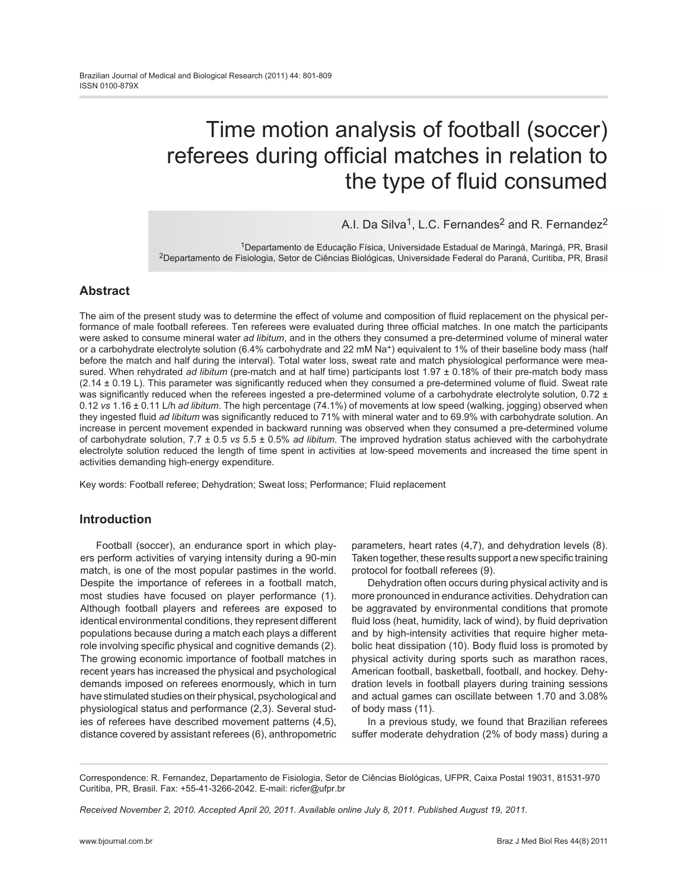# Time motion analysis of football (soccer) referees during official matches in relation to the type of fluid consumed

A.I. Da Silva[1], L.C. Fernandes[2] and R. Fernandez[2]

[1]Departamento de Educação Física, Universidade Estadual de Maringá, Maringá, PR, Brasil
[2]Departamento de Fisiologia, Setor de Ciências Biológicas, Universidade Federal do Paraná, Curitiba, PR, Brasil

## Abstract

The aim of the present study was to determine the effect of volume and composition of fluid replacement on the physical performance of male football referees. Ten referees were evaluated during three official matches. In one match the participants were asked to consume mineral water *ad libitum*, and in the others they consumed a pre-determined volume of mineral water or a carbohydrate electrolyte solution (6.4% carbohydrate and 22 mM $Na^+$) equivalent to 1% of their baseline body mass (half before the match and half during the interval). Total water loss, sweat rate and match physiological performance were measured. When rehydrated *ad libitum* (pre-match and at half time) participants lost 1.97 ± 0.18% of their pre-match body mass (2.14 ± 0.19 L). This parameter was significantly reduced when they consumed a pre-determined volume of fluid. Sweat rate was significantly reduced when the referees ingested a pre-determined volume of a carbohydrate electrolyte solution, 0.72 ± 0.12 *vs* 1.16 ± 0.11 L/h *ad libitum*. The high percentage (74.1%) of movements at low speed (walking, jogging) observed when they ingested fluid *ad libitum* was significantly reduced to 71% with mineral water and to 69.9% with carbohydrate solution. An increase in percent movement expended in backward running was observed when they consumed a pre-determined volume of carbohydrate solution, 7.7 ± 0.5 *vs* 5.5 ± 0.5% *ad libitum*. The improved hydration status achieved with the carbohydrate electrolyte solution reduced the length of time spent in activities at low-speed movements and increased the time spent in activities demanding high-energy expenditure.

Key words: Football referee; Dehydration; Sweat loss; Performance; Fluid replacement

## Introduction

Football (soccer), an endurance sport in which players perform activities of varying intensity during a 90-min match, is one of the most popular pastimes in the world. Despite the importance of referees in a football match, most studies have focused on player performance (1). Although football players and referees are exposed to identical environmental conditions, they represent different populations because during a match each plays a different role involving specific physical and cognitive demands (2). The growing economic importance of football matches in recent years has increased the physical and psychological demands imposed on referees enormously, which in turn have stimulated studies on their physical, psychological and physiological status and performance (2,3). Several studies of referees have described movement patterns (4,5), distance covered by assistant referees (6), anthropometric parameters, heart rates (4,7), and dehydration levels (8). Taken together, these results support a new specific training protocol for football referees (9).

Dehydration often occurs during physical activity and is more pronounced in endurance activities. Dehydration can be aggravated by environmental conditions that promote fluid loss (heat, humidity, lack of wind), by fluid deprivation and by high-intensity activities that require higher metabolic heat dissipation (10). Body fluid loss is promoted by physical activity during sports such as marathon races, American football, basketball, football, and hockey. Dehydration levels in football players during training sessions and actual games can oscillate between 1.70 and 3.08% of body mass (11).

In a previous study, we found that Brazilian referees suffer moderate dehydration (2% of body mass) during a

Correspondence: R. Fernandez, Departamento de Fisiologia, Setor de Ciências Biológicas, UFPR, Caixa Postal 19031, 81531-970 Curitiba, PR, Brasil. Fax: +55-41-3266-2042. E-mail: ricfer@ufpr.br

*Received November 2, 2010. Accepted April 20, 2011. Available online July 8, 2011. Published August 19, 2011.*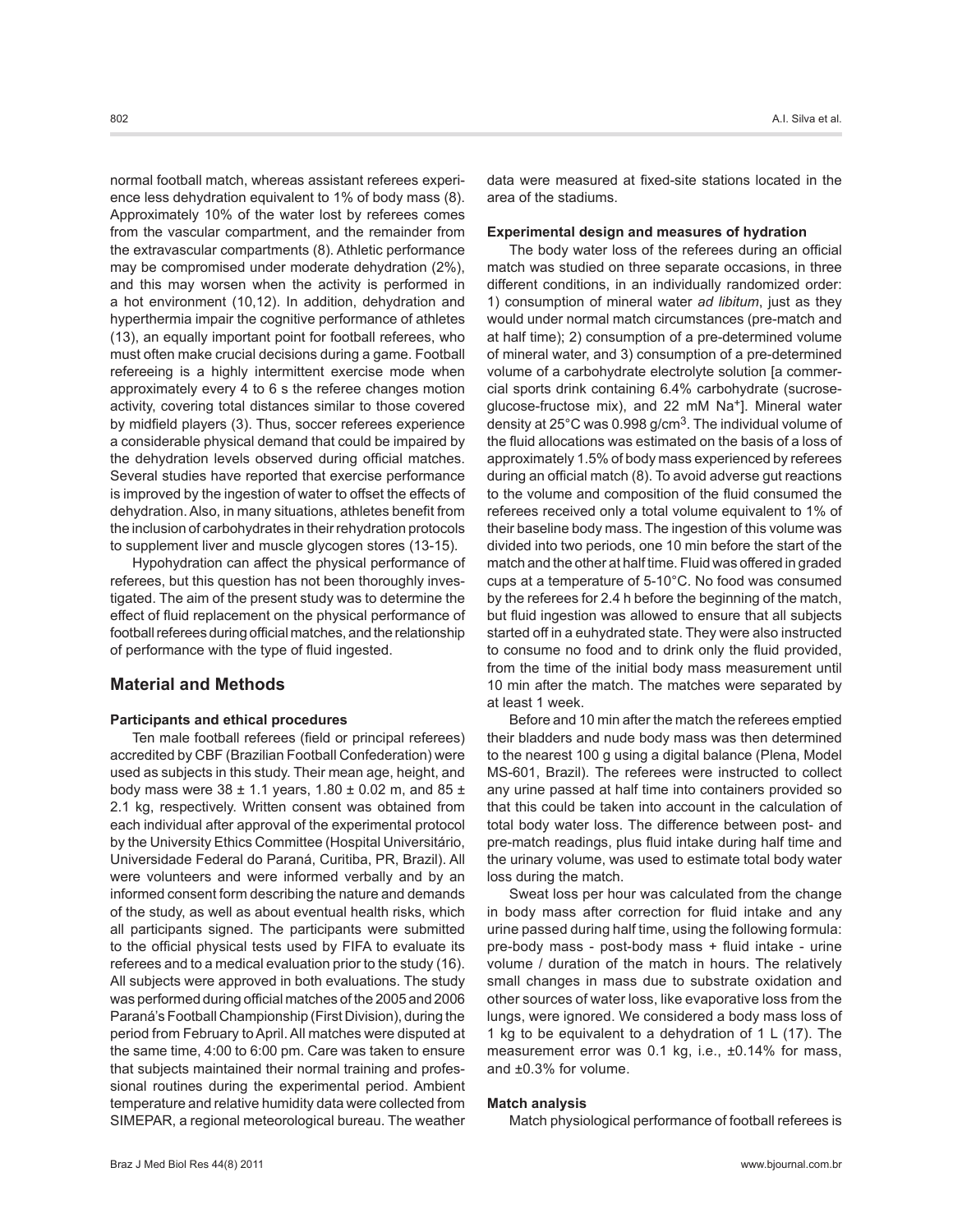normal football match, whereas assistant referees experience less dehydration equivalent to 1% of body mass (8). Approximately 10% of the water lost by referees comes from the vascular compartment, and the remainder from the extravascular compartments (8). Athletic performance may be compromised under moderate dehydration (2%), and this may worsen when the activity is performed in a hot environment (10,12). In addition, dehydration and hyperthermia impair the cognitive performance of athletes (13), an equally important point for football referees, who must often make crucial decisions during a game. Football refereeing is a highly intermittent exercise mode when approximately every 4 to 6 s the referee changes motion activity, covering total distances similar to those covered by midfield players (3). Thus, soccer referees experience a considerable physical demand that could be impaired by the dehydration levels observed during official matches. Several studies have reported that exercise performance is improved by the ingestion of water to offset the effects of dehydration. Also, in many situations, athletes benefit from the inclusion of carbohydrates in their rehydration protocols to supplement liver and muscle glycogen stores (13-15).

Hypohydration can affect the physical performance of referees, but this question has not been thoroughly investigated. The aim of the present study was to determine the effect of fluid replacement on the physical performance of football referees during official matches, and the relationship of performance with the type of fluid ingested.

## Material and Methods

### Participants and ethical procedures

Ten male football referees (field or principal referees) accredited by CBF (Brazilian Football Confederation) were used as subjects in this study. Their mean age, height, and body mass were 38 ± 1.1 years, 1.80 ± 0.02 m, and 85 ± 2.1 kg, respectively. Written consent was obtained from each individual after approval of the experimental protocol by the University Ethics Committee (Hospital Universitário, Universidade Federal do Paraná, Curitiba, PR, Brazil). All were volunteers and were informed verbally and by an informed consent form describing the nature and demands of the study, as well as about eventual health risks, which all participants signed. The participants were submitted to the official physical tests used by FIFA to evaluate its referees and to a medical evaluation prior to the study (16). All subjects were approved in both evaluations. The study was performed during official matches of the 2005 and 2006 Paraná's Football Championship (First Division), during the period from February to April. All matches were disputed at the same time, 4:00 to 6:00 pm. Care was taken to ensure that subjects maintained their normal training and professional routines during the experimental period. Ambient temperature and relative humidity data were collected from SIMEPAR, a regional meteorological bureau. The weather data were measured at fixed-site stations located in the area of the stadiums.

### Experimental design and measures of hydration

The body water loss of the referees during an official match was studied on three separate occasions, in three different conditions, in an individually randomized order: 1) consumption of mineral water *ad libitum*, just as they would under normal match circumstances (pre-match and at half time); 2) consumption of a pre-determined volume of mineral water, and 3) consumption of a pre-determined volume of a carbohydrate electrolyte solution [a commercial sports drink containing 6.4% carbohydrate (sucrose-glucose-fructose mix), and 22 mM $Na^+$]. Mineral water density at 25°C was 0.998 $g/cm^3$. The individual volume of the fluid allocations was estimated on the basis of a loss of approximately 1.5% of body mass experienced by referees during an official match (8). To avoid adverse gut reactions to the volume and composition of the fluid consumed the referees received only a total volume equivalent to 1% of their baseline body mass. The ingestion of this volume was divided into two periods, one 10 min before the start of the match and the other at half time. Fluid was offered in graded cups at a temperature of 5-10°C. No food was consumed by the referees for 2.4 h before the beginning of the match, but fluid ingestion was allowed to ensure that all subjects started off in a euhydrated state. They were also instructed to consume no food and to drink only the fluid provided, from the time of the initial body mass measurement until 10 min after the match. The matches were separated by at least 1 week.

Before and 10 min after the match the referees emptied their bladders and nude body mass was then determined to the nearest 100 g using a digital balance (Plena, Model MS-601, Brazil). The referees were instructed to collect any urine passed at half time into containers provided so that this could be taken into account in the calculation of total body water loss. The difference between post- and pre-match readings, plus fluid intake during half time and the urinary volume, was used to estimate total body water loss during the match.

Sweat loss per hour was calculated from the change in body mass after correction for fluid intake and any urine passed during half time, using the following formula: pre-body mass - post-body mass + fluid intake - urine volume / duration of the match in hours. The relatively small changes in mass due to substrate oxidation and other sources of water loss, like evaporative loss from the lungs, were ignored. We considered a body mass loss of 1 kg to be equivalent to a dehydration of 1 L (17). The measurement error was 0.1 kg, i.e., ±0.14% for mass, and ±0.3% for volume.

### Match analysis

Match physiological performance of football referees is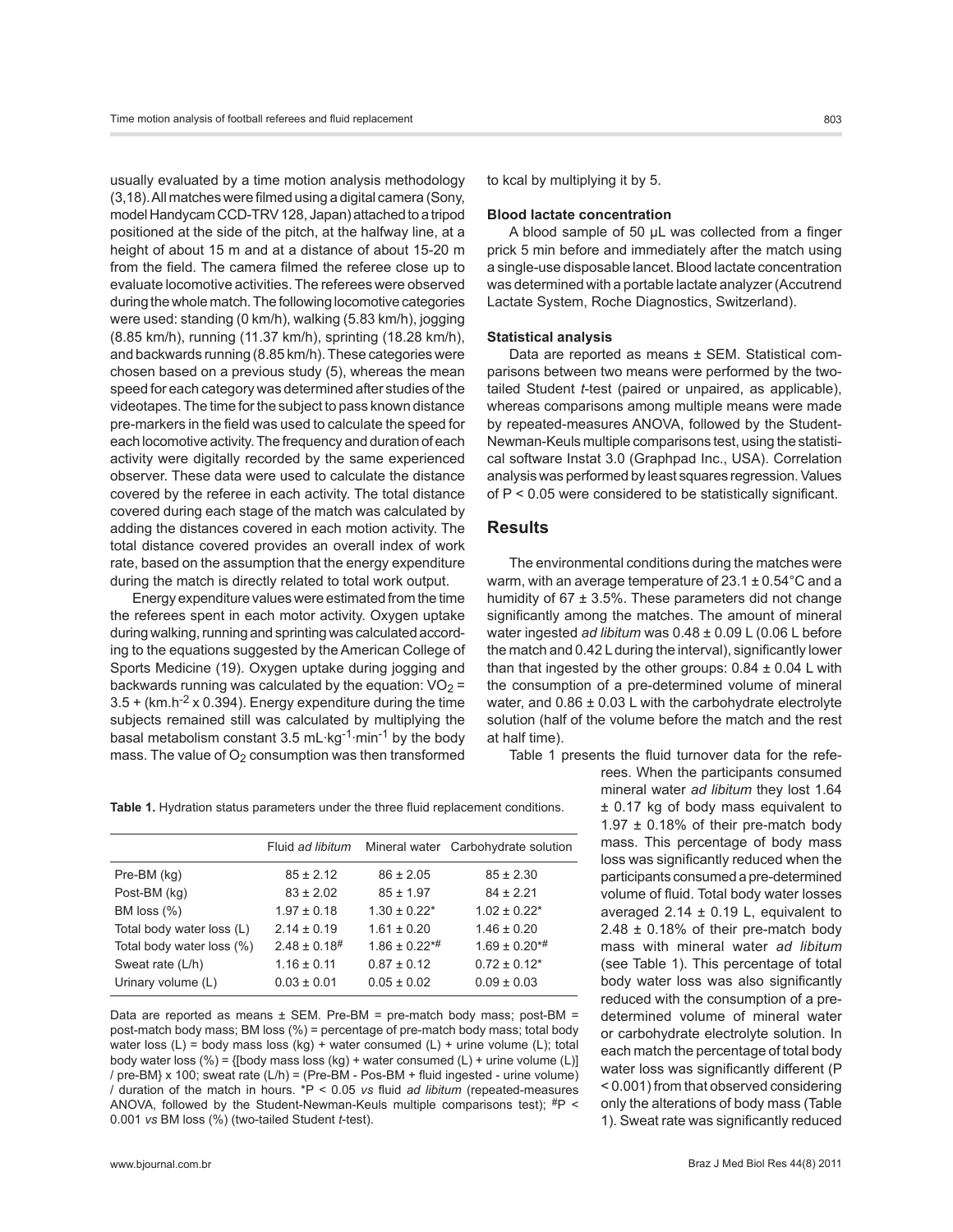usually evaluated by a time motion analysis methodology (3,18). All matches were filmed using a digital camera (Sony, model Handycam CCD-TRV 128, Japan) attached to a tripod positioned at the side of the pitch, at the halfway line, at a height of about 15 m and at a distance of about 15-20 m from the field. The camera filmed the referee close up to evaluate locomotive activities. The referees were observed during the whole match. The following locomotive categories were used: standing (0 km/h), walking (5.83 km/h), jogging (8.85 km/h), running (11.37 km/h), sprinting (18.28 km/h), and backwards running (8.85 km/h). These categories were chosen based on a previous study (5), whereas the mean speed for each category was determined after studies of the videotapes. The time for the subject to pass known distance pre-markers in the field was used to calculate the speed for each locomotive activity. The frequency and duration of each activity were digitally recorded by the same experienced observer. These data were used to calculate the distance covered by the referee in each activity. The total distance covered during each stage of the match was calculated by adding the distances covered in each motion activity. The total distance covered provides an overall index of work rate, based on the assumption that the energy expenditure during the match is directly related to total work output.

Energy expenditure values were estimated from the time the referees spent in each motor activity. Oxygen uptake during walking, running and sprinting was calculated according to the equations suggested by the American College of Sports Medicine (19). Oxygen uptake during jogging and backwards running was calculated by the equation: $VO_2$ = 3.5 + ($km.h^{-2}$ x 0.394). Energy expenditure during the time subjects remained still was calculated by multiplying the basal metabolism constant 3.5 $mL \cdot kg^{-1} \cdot min^{-1}$ by the body mass. The value of $O_2$ consumption was then transformed to kcal by multiplying it by 5.

**Blood lactate concentration**

A blood sample of 50 µL was collected from a finger prick 5 min before and immediately after the match using a single-use disposable lancet. Blood lactate concentration was determined with a portable lactate analyzer (Accutrend Lactate System, Roche Diagnostics, Switzerland).

**Statistical analysis**

Data are reported as means ± SEM. Statistical comparisons between two means were performed by the two-tailed Student *t*-test (paired or unpaired, as applicable), whereas comparisons among multiple means were made by repeated-measures ANOVA, followed by the Student-Newman-Keuls multiple comparisons test, using the statistical software Instat 3.0 (Graphpad Inc., USA). Correlation analysis was performed by least squares regression. Values of P < 0.05 were considered to be statistically significant.

## Results

The environmental conditions during the matches were warm, with an average temperature of 23.1 ± 0.54°C and a humidity of 67 ± 3.5%. These parameters did not change significantly among the matches. The amount of mineral water ingested *ad libitum* was 0.48 ± 0.09 L (0.06 L before the match and 0.42 L during the interval), significantly lower than that ingested by the other groups: 0.84 ± 0.04 L with the consumption of a pre-determined volume of mineral water, and 0.86 ± 0.03 L with the carbohydrate electrolyte solution (half of the volume before the match and the rest at half time).

Table 1 presents the fluid turnover data for the referees. When the participants consumed mineral water *ad libitum* they lost 1.64 ± 0.17 kg of body mass equivalent to 1.97 ± 0.18% of their pre-match body mass. This percentage of body mass loss was significantly reduced when the participants consumed a pre-determined volume of fluid. Total body water losses averaged 2.14 ± 0.19 L, equivalent to 2.48 ± 0.18% of their pre-match body mass with mineral water *ad libitum* (see Table 1). This percentage of total body water loss was also significantly reduced with the consumption of a pre-determined volume of mineral water or carbohydrate electrolyte solution. In each match the percentage of total body water loss was significantly different (P < 0.001) from that observed considering only the alterations of body mass (Table 1). Sweat rate was significantly reduced

**Table 1.** Hydration status parameters under the three fluid replacement conditions.

| | Fluid *ad libitum* | Mineral water | Carbohydrate solution |
|---|---|---|---|
| Pre-BM (kg) | 85 ± 2.12 | 86 ± 2.05 | 85 ± 2.30 |
| Post-BM (kg) | 83 ± 2.02 | 85 ± 1.97 | 84 ± 2.21 |
| BM loss (%) | 1.97 ± 0.18 | 1.30 ± 0.22* | 1.02 ± 0.22* |
| Total body water loss (L) | 2.14 ± 0.19 | 1.61 ± 0.20 | 1.46 ± 0.20 |
| Total body water loss (%) | 2.48 ± 0.18# | 1.86 ± 0.22*# | 1.69 ± 0.20*# |
| Sweat rate (L/h) | 1.16 ± 0.11 | 0.87 ± 0.12 | 0.72 ± 0.12* |
| Urinary volume (L) | 0.03 ± 0.01 | 0.05 ± 0.02 | 0.09 ± 0.03 |

Data are reported as means ± SEM. Pre-BM = pre-match body mass; post-BM = post-match body mass; BM loss (%) = percentage of pre-match body mass; total body water loss (L) = body mass loss (kg) + water consumed (L) + urine volume (L); total body water loss (%) = {[body mass loss (kg) + water consumed (L) + urine volume (L)] / pre-BM} x 100; sweat rate (L/h) = (Pre-BM - Pos-BM + fluid ingested - urine volume) / duration of the match in hours. *P < 0.05 *vs* fluid *ad libitum* (repeated-measures ANOVA, followed by the Student-Newman-Keuls multiple comparisons test); #P < 0.001 *vs* BM loss (%) (two-tailed Student *t*-test).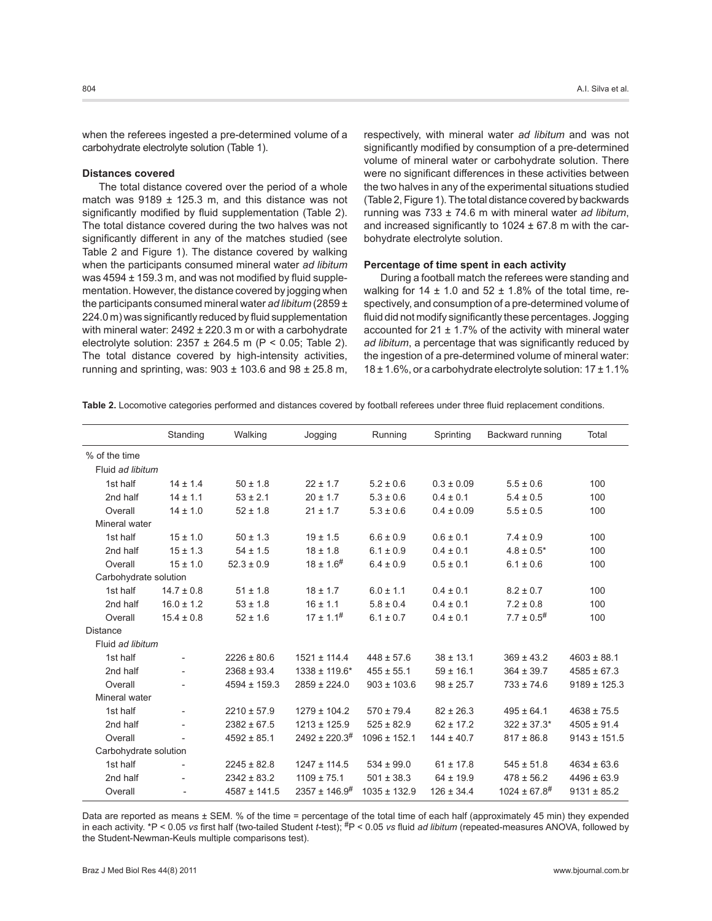when the referees ingested a pre-determined volume of a carbohydrate electrolyte solution (Table 1).

### Distances covered

The total distance covered over the period of a whole match was 9189 ± 125.3 m, and this distance was not significantly modified by fluid supplementation (Table 2). The total distance covered during the two halves was not significantly different in any of the matches studied (see Table 2 and Figure 1). The distance covered by walking when the participants consumed mineral water *ad libitum* was 4594 ± 159.3 m, and was not modified by fluid supplementation. However, the distance covered by jogging when the participants consumed mineral water *ad libitum* (2859 ± 224.0 m) was significantly reduced by fluid supplementation with mineral water: 2492 ± 220.3 m or with a carbohydrate electrolyte solution: 2357 ± 264.5 m ($P < 0.05$; Table 2). The total distance covered by high-intensity activities, running and sprinting, was: 903 ± 103.6 and 98 ± 25.8 m, respectively, with mineral water *ad libitum* and was not significantly modified by consumption of a pre-determined volume of mineral water or carbohydrate solution. There were no significant differences in these activities between the two halves in any of the experimental situations studied (Table 2, Figure 1). The total distance covered by backwards running was 733 ± 74.6 m with mineral water *ad libitum*, and increased significantly to 1024 ± 67.8 m with the carbohydrate electrolyte solution.

### Percentage of time spent in each activity

During a football match the referees were standing and walking for 14 ± 1.0 and 52 ± 1.8% of the total time, respectively, and consumption of a pre-determined volume of fluid did not modify significantly these percentages. Jogging accounted for 21 ± 1.7% of the activity with mineral water *ad libitum*, a percentage that was significantly reduced by the ingestion of a pre-determined volume of mineral water: 18 ± 1.6%, or a carbohydrate electrolyte solution: 17 ± 1.1%

**Table 2.** Locomotive categories performed and distances covered by football referees under three fluid replacement conditions.

| | Standing | Walking | Jogging | Running | Sprinting | Backward running | Total |
|---|---|---|---|---|---|---|---|
| % of the time | | | | | | | |
| Fluid *ad libitum* | | | | | | | |
| 1st half | 14 ± 1.4 | 50 ± 1.8 | 22 ± 1.7 | 5.2 ± 0.6 | 0.3 ± 0.09 | 5.5 ± 0.6 | 100 |
| 2nd half | 14 ± 1.1 | 53 ± 2.1 | 20 ± 1.7 | 5.3 ± 0.6 | 0.4 ± 0.1 | 5.4 ± 0.5 | 100 |
| Overall | 14 ± 1.0 | 52 ± 1.8 | 21 ± 1.7 | 5.3 ± 0.6 | 0.4 ± 0.09 | 5.5 ± 0.5 | 100 |
| Mineral water | | | | | | | |
| 1st half | 15 ± 1.0 | 50 ± 1.3 | 19 ± 1.5 | 6.6 ± 0.9 | 0.6 ± 0.1 | 7.4 ± 0.9 | 100 |
| 2nd half | 15 ± 1.3 | 54 ± 1.5 | 18 ± 1.8 | 6.1 ± 0.9 | 0.4 ± 0.1 | 4.8 ± 0.5* | 100 |
| Overall | 15 ± 1.0 | 52.3 ± 0.9 | 18 ± 1.6# | 6.4 ± 0.9 | 0.5 ± 0.1 | 6.1 ± 0.6 | 100 |
| Carbohydrate solution | | | | | | | |
| 1st half | 14.7 ± 0.8 | 51 ± 1.8 | 18 ± 1.7 | 6.0 ± 1.1 | 0.4 ± 0.1 | 8.2 ± 0.7 | 100 |
| 2nd half | 16.0 ± 1.2 | 53 ± 1.8 | 16 ± 1.1 | 5.8 ± 0.4 | 0.4 ± 0.1 | 7.2 ± 0.8 | 100 |
| Overall | 15.4 ± 0.8 | 52 ± 1.6 | 17 ± 1.1# | 6.1 ± 0.7 | 0.4 ± 0.1 | 7.7 ± 0.5# | 100 |
| Distance | | | | | | | |
| Fluid *ad libitum* | | | | | | | |
| 1st half | - | 2226 ± 80.6 | 1521 ± 114.4 | 448 ± 57.6 | 38 ± 13.1 | 369 ± 43.2 | 4603 ± 88.1 |
| 2nd half | - | 2368 ± 93.4 | 1338 ± 119.6* | 455 ± 55.1 | 59 ± 16.1 | 364 ± 39.7 | 4585 ± 67.3 |
| Overall | - | 4594 ± 159.3 | 2859 ± 224.0 | 903 ± 103.6 | 98 ± 25.7 | 733 ± 74.6 | 9189 ± 125.3 |
| Mineral water | | | | | | | |
| 1st half | - | 2210 ± 57.9 | 1279 ± 104.2 | 570 ± 79.4 | 82 ± 26.3 | 495 ± 64.1 | 4638 ± 75.5 |
| 2nd half | - | 2382 ± 67.5 | 1213 ± 125.9 | 525 ± 82.9 | 62 ± 17.2 | 322 ± 37.3* | 4505 ± 91.4 |
| Overall | - | 4592 ± 85.1 | 2492 ± 220.3# | 1096 ± 152.1 | 144 ± 40.7 | 817 ± 86.8 | 9143 ± 151.5 |
| Carbohydrate solution | | | | | | | |
| 1st half | - | 2245 ± 82.8 | 1247 ± 114.5 | 534 ± 99.0 | 61 ± 17.8 | 545 ± 51.8 | 4634 ± 63.6 |
| 2nd half | - | 2342 ± 83.2 | 1109 ± 75.1 | 501 ± 38.3 | 64 ± 19.9 | 478 ± 56.2 | 4496 ± 63.9 |
| Overall | - | 4587 ± 141.5 | 2357 ± 146.9# | 1035 ± 132.9 | 126 ± 34.4 | 1024 ± 67.8# | 9131 ± 85.2 |

Data are reported as means ± SEM. % of the time = percentage of the total time of each half (approximately 45 min) they expended in each activity. *$P < 0.05$ *vs* first half (two-tailed Student *t*-test); #$P < 0.05$ *vs* fluid *ad libitum* (repeated-measures ANOVA, followed by the Student-Newman-Keuls multiple comparisons test).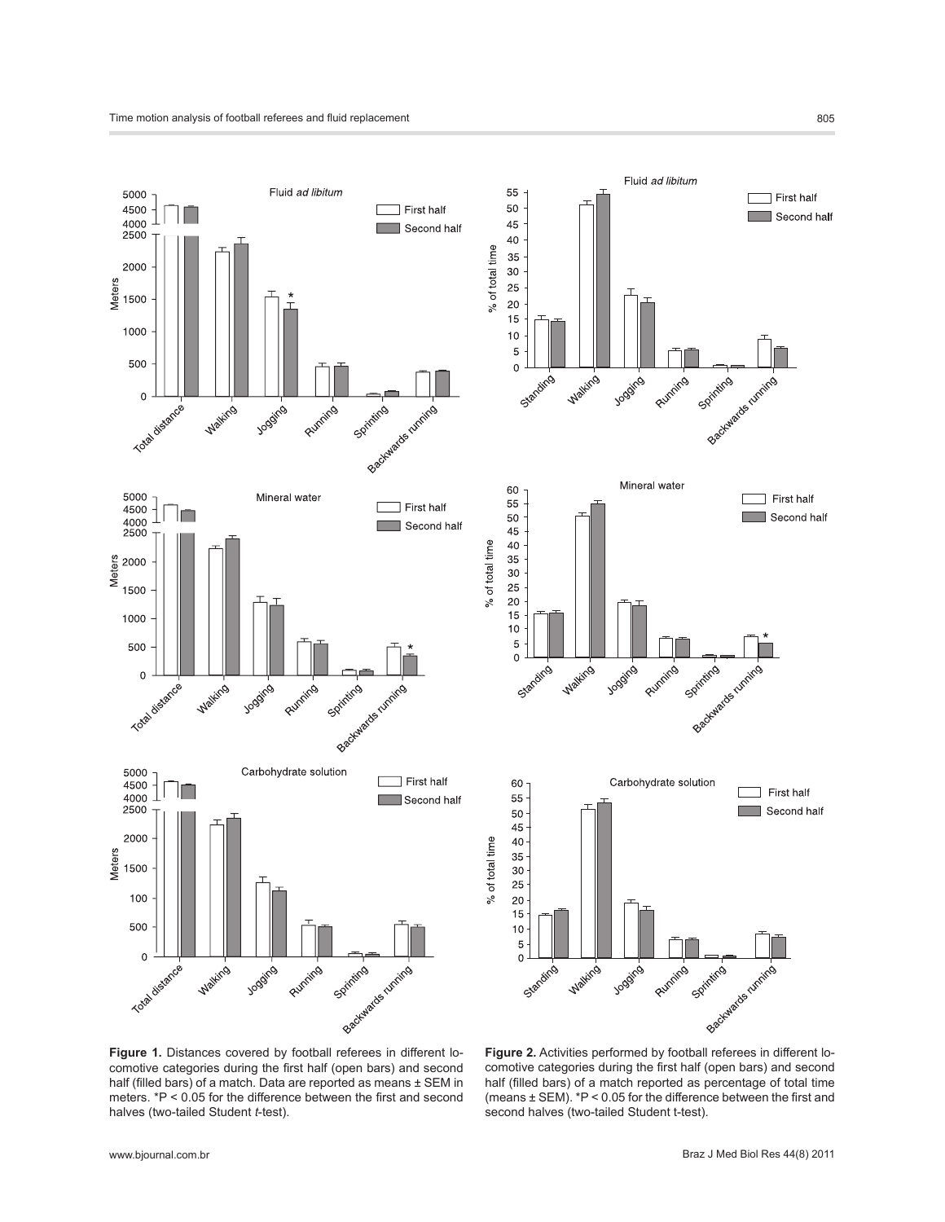**Figure 1.** Distances covered by football referees in different locomotive categories during the first half (open bars) and second half (filled bars) of a match. Data are reported as means ± SEM in meters. *P < 0.05 for the difference between the first and second halves (two-tailed Student *t*-test).

**Figure 2.** Activities performed by football referees in different locomotive categories during the first half (open bars) and second half (filled bars) of a match reported as percentage of total time (means ± SEM). *P < 0.05 for the difference between the first and second halves (two-tailed Student t-test).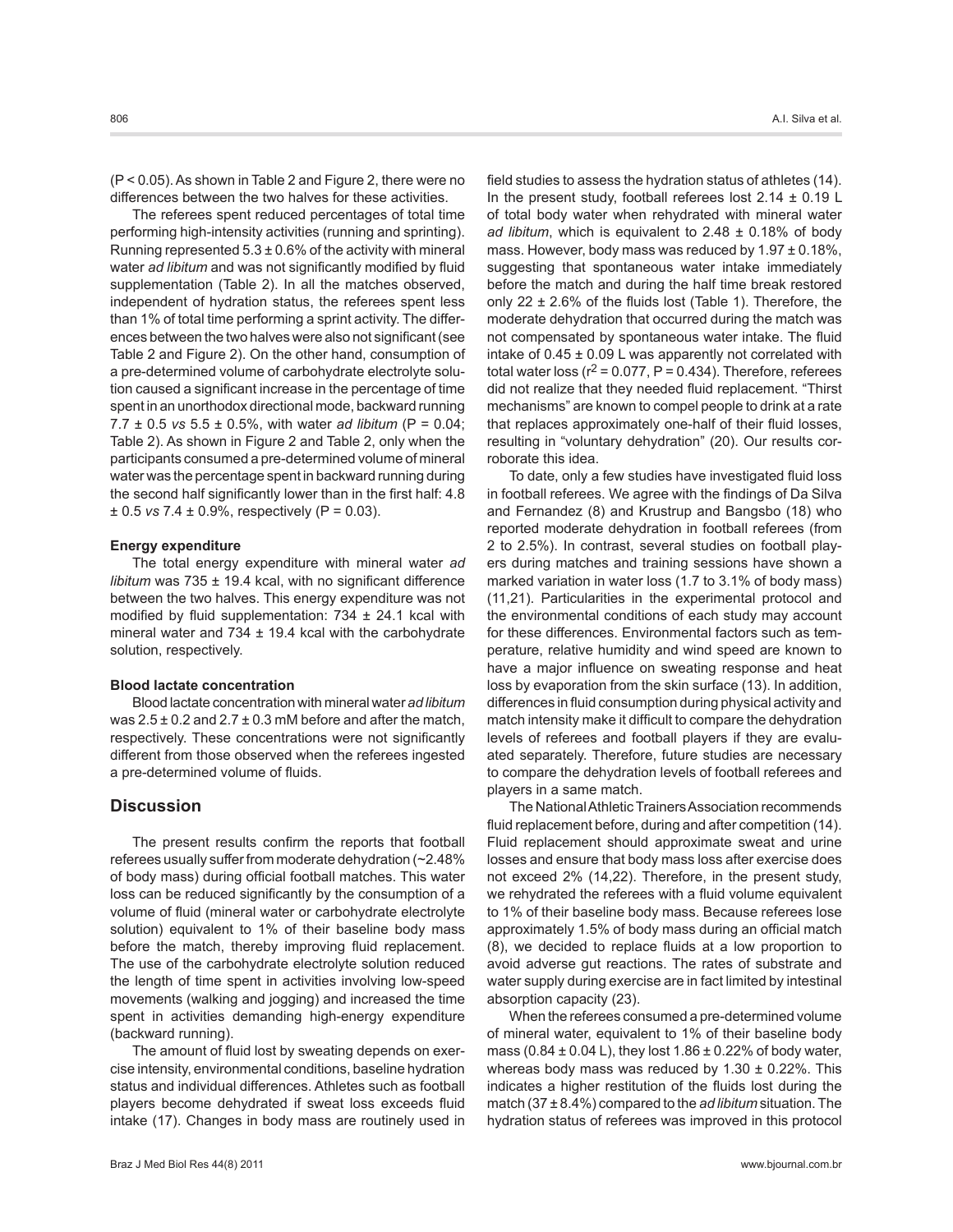($P < 0.05$). As shown in Table 2 and Figure 2, there were no differences between the two halves for these activities.

The referees spent reduced percentages of total time performing high-intensity activities (running and sprinting). Running represented 5.3 ± 0.6% of the activity with mineral water *ad libitum* and was not significantly modified by fluid supplementation (Table 2). In all the matches observed, independent of hydration status, the referees spent less than 1% of total time performing a sprint activity. The differences between the two halves were also not significant (see Table 2 and Figure 2). On the other hand, consumption of a pre-determined volume of carbohydrate electrolyte solution caused a significant increase in the percentage of time spent in an unorthodox directional mode, backward running 7.7 ± 0.5 *vs* 5.5 ± 0.5%, with water *ad libitum* ($P = 0.04$; Table 2). As shown in Figure 2 and Table 2, only when the participants consumed a pre-determined volume of mineral water was the percentage spent in backward running during the second half significantly lower than in the first half: 4.8 ± 0.5 *vs* 7.4 ± 0.9%, respectively ($P = 0.03$).

### Energy expenditure

The total energy expenditure with mineral water *ad libitum* was 735 ± 19.4 kcal, with no significant difference between the two halves. This energy expenditure was not modified by fluid supplementation: 734 ± 24.1 kcal with mineral water and 734 ± 19.4 kcal with the carbohydrate solution, respectively.

### Blood lactate concentration

Blood lactate concentration with mineral water *ad libitum* was 2.5 ± 0.2 and 2.7 ± 0.3 mM before and after the match, respectively. These concentrations were not significantly different from those observed when the referees ingested a pre-determined volume of fluids.

## Discussion

The present results confirm the reports that football referees usually suffer from moderate dehydration (~2.48% of body mass) during official football matches. This water loss can be reduced significantly by the consumption of a volume of fluid (mineral water or carbohydrate electrolyte solution) equivalent to 1% of their baseline body mass before the match, thereby improving fluid replacement. The use of the carbohydrate electrolyte solution reduced the length of time spent in activities involving low-speed movements (walking and jogging) and increased the time spent in activities demanding high-energy expenditure (backward running).

The amount of fluid lost by sweating depends on exercise intensity, environmental conditions, baseline hydration status and individual differences. Athletes such as football players become dehydrated if sweat loss exceeds fluid intake (17). Changes in body mass are routinely used in field studies to assess the hydration status of athletes (14). In the present study, football referees lost 2.14 ± 0.19 L of total body water when rehydrated with mineral water *ad libitum*, which is equivalent to 2.48 ± 0.18% of body mass. However, body mass was reduced by 1.97 ± 0.18%, suggesting that spontaneous water intake immediately before the match and during the half time break restored only 22 ± 2.6% of the fluids lost (Table 1). Therefore, the moderate dehydration that occurred during the match was not compensated by spontaneous water intake. The fluid intake of 0.45 ± 0.09 L was apparently not correlated with total water loss ($r^2 = 0.077$, $P = 0.434$). Therefore, referees did not realize that they needed fluid replacement. "Thirst mechanisms" are known to compel people to drink at a rate that replaces approximately one-half of their fluid losses, resulting in "voluntary dehydration" (20). Our results corroborate this idea.

To date, only a few studies have investigated fluid loss in football referees. We agree with the findings of Da Silva and Fernandez (8) and Krustrup and Bangsbo (18) who reported moderate dehydration in football referees (from 2 to 2.5%). In contrast, several studies on football players during matches and training sessions have shown a marked variation in water loss (1.7 to 3.1% of body mass) (11,21). Particularities in the experimental protocol and the environmental conditions of each study may account for these differences. Environmental factors such as temperature, relative humidity and wind speed are known to have a major influence on sweating response and heat loss by evaporation from the skin surface (13). In addition, differences in fluid consumption during physical activity and match intensity make it difficult to compare the dehydration levels of referees and football players if they are evaluated separately. Therefore, future studies are necessary to compare the dehydration levels of football referees and players in a same match.

The National Athletic Trainers Association recommends fluid replacement before, during and after competition (14). Fluid replacement should approximate sweat and urine losses and ensure that body mass loss after exercise does not exceed 2% (14,22). Therefore, in the present study, we rehydrated the referees with a fluid volume equivalent to 1% of their baseline body mass. Because referees lose approximately 1.5% of body mass during an official match (8), we decided to replace fluids at a low proportion to avoid adverse gut reactions. The rates of substrate and water supply during exercise are in fact limited by intestinal absorption capacity (23).

When the referees consumed a pre-determined volume of mineral water, equivalent to 1% of their baseline body mass (0.84 ± 0.04 L), they lost 1.86 ± 0.22% of body water, whereas body mass was reduced by 1.30 ± 0.22%. This indicates a higher restitution of the fluids lost during the match (37 ± 8.4%) compared to the *ad libitum* situation. The hydration status of referees was improved in this protocol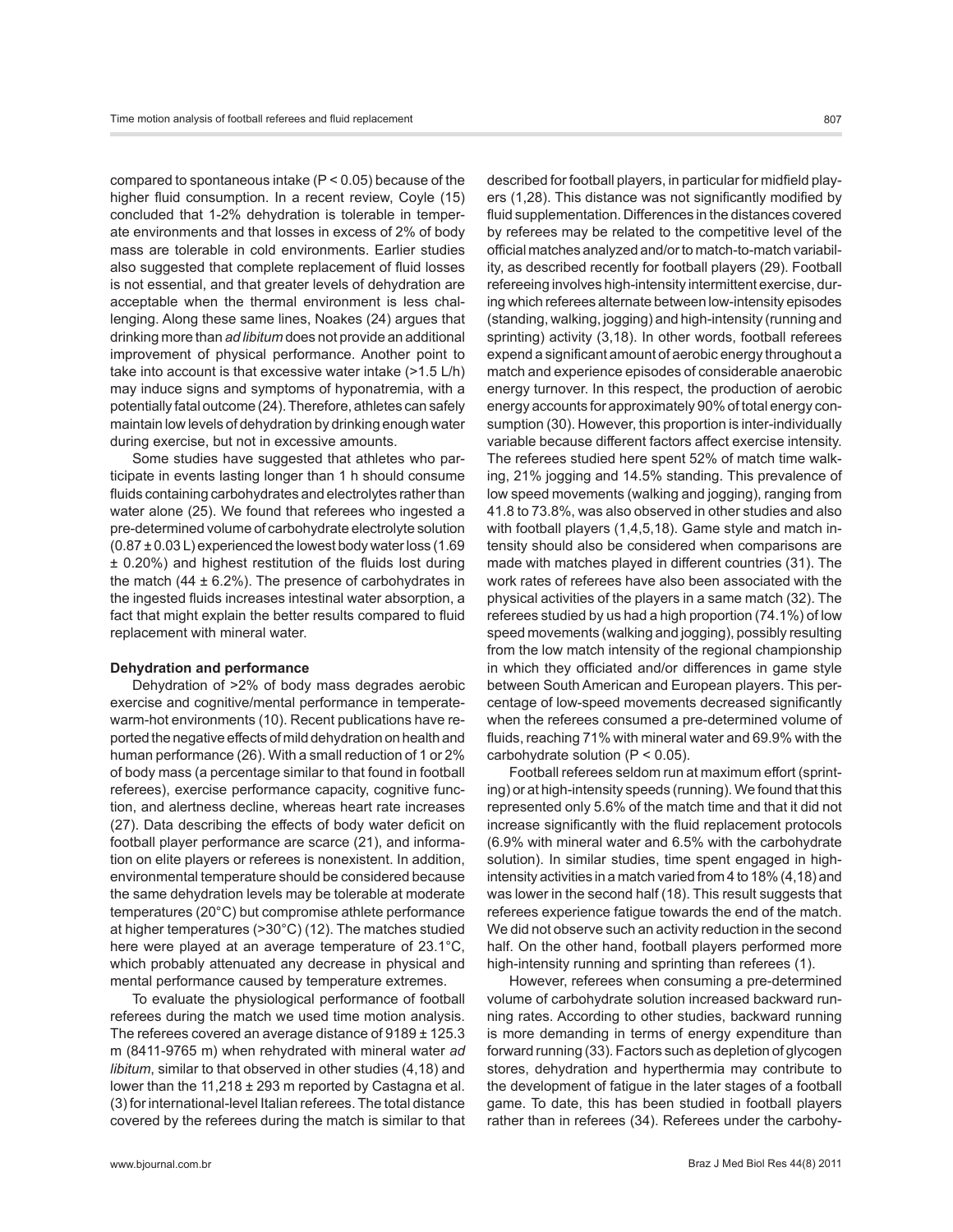compared to spontaneous intake ($P < 0.05$) because of the higher fluid consumption. In a recent review, Coyle (15) concluded that 1-2% dehydration is tolerable in temperate environments and that losses in excess of 2% of body mass are tolerable in cold environments. Earlier studies also suggested that complete replacement of fluid losses is not essential, and that greater levels of dehydration are acceptable when the thermal environment is less challenging. Along these same lines, Noakes (24) argues that drinking more than *ad libitum* does not provide an additional improvement of physical performance. Another point to take into account is that excessive water intake (>1.5 L/h) may induce signs and symptoms of hyponatremia, with a potentially fatal outcome (24). Therefore, athletes can safely maintain low levels of dehydration by drinking enough water during exercise, but not in excessive amounts.

Some studies have suggested that athletes who participate in events lasting longer than 1 h should consume fluids containing carbohydrates and electrolytes rather than water alone (25). We found that referees who ingested a pre-determined volume of carbohydrate electrolyte solution (0.87 ± 0.03 L) experienced the lowest body water loss (1.69 ± 0.20%) and highest restitution of the fluids lost during the match (44 ± 6.2%). The presence of carbohydrates in the ingested fluids increases intestinal water absorption, a fact that might explain the better results compared to fluid replacement with mineral water.

**Dehydration and performance**

Dehydration of >2% of body mass degrades aerobic exercise and cognitive/mental performance in temperate-warm-hot environments (10). Recent publications have reported the negative effects of mild dehydration on health and human performance (26). With a small reduction of 1 or 2% of body mass (a percentage similar to that found in football referees), exercise performance capacity, cognitive function, and alertness decline, whereas heart rate increases (27). Data describing the effects of body water deficit on football player performance are scarce (21), and information on elite players or referees is nonexistent. In addition, environmental temperature should be considered because the same dehydration levels may be tolerable at moderate temperatures (20°C) but compromise athlete performance at higher temperatures (>30°C) (12). The matches studied here were played at an average temperature of 23.1°C, which probably attenuated any decrease in physical and mental performance caused by temperature extremes.

To evaluate the physiological performance of football referees during the match we used time motion analysis. The referees covered an average distance of 9189 ± 125.3 m (8411-9765 m) when rehydrated with mineral water *ad libitum*, similar to that observed in other studies (4,18) and lower than the 11,218 ± 293 m reported by Castagna et al. (3) for international-level Italian referees. The total distance covered by the referees during the match is similar to that described for football players, in particular for midfield players (1,28). This distance was not significantly modified by fluid supplementation. Differences in the distances covered by referees may be related to the competitive level of the official matches analyzed and/or to match-to-match variability, as described recently for football players (29). Football refereeing involves high-intensity intermittent exercise, during which referees alternate between low-intensity episodes (standing, walking, jogging) and high-intensity (running and sprinting) activity (3,18). In other words, football referees expend a significant amount of aerobic energy throughout a match and experience episodes of considerable anaerobic energy turnover. In this respect, the production of aerobic energy accounts for approximately 90% of total energy consumption (30). However, this proportion is inter-individually variable because different factors affect exercise intensity. The referees studied here spent 52% of match time walking, 21% jogging and 14.5% standing. This prevalence of low speed movements (walking and jogging), ranging from 41.8 to 73.8%, was also observed in other studies and also with football players (1,4,5,18). Game style and match intensity should also be considered when comparisons are made with matches played in different countries (31). The work rates of referees have also been associated with the physical activities of the players in a same match (32). The referees studied by us had a high proportion (74.1%) of low speed movements (walking and jogging), possibly resulting from the low match intensity of the regional championship in which they officiated and/or differences in game style between South American and European players. This percentage of low-speed movements decreased significantly when the referees consumed a pre-determined volume of fluids, reaching 71% with mineral water and 69.9% with the carbohydrate solution ($P < 0.05$).

Football referees seldom run at maximum effort (sprinting) or at high-intensity speeds (running). We found that this represented only 5.6% of the match time and that it did not increase significantly with the fluid replacement protocols (6.9% with mineral water and 6.5% with the carbohydrate solution). In similar studies, time spent engaged in high-intensity activities in a match varied from 4 to 18% (4,18) and was lower in the second half (18). This result suggests that referees experience fatigue towards the end of the match. We did not observe such an activity reduction in the second half. On the other hand, football players performed more high-intensity running and sprinting than referees (1).

However, referees when consuming a pre-determined volume of carbohydrate solution increased backward running rates. According to other studies, backward running is more demanding in terms of energy expenditure than forward running (33). Factors such as depletion of glycogen stores, dehydration and hyperthermia may contribute to the development of fatigue in the later stages of a football game. To date, this has been studied in football players rather than in referees (34). Referees under the carbohy-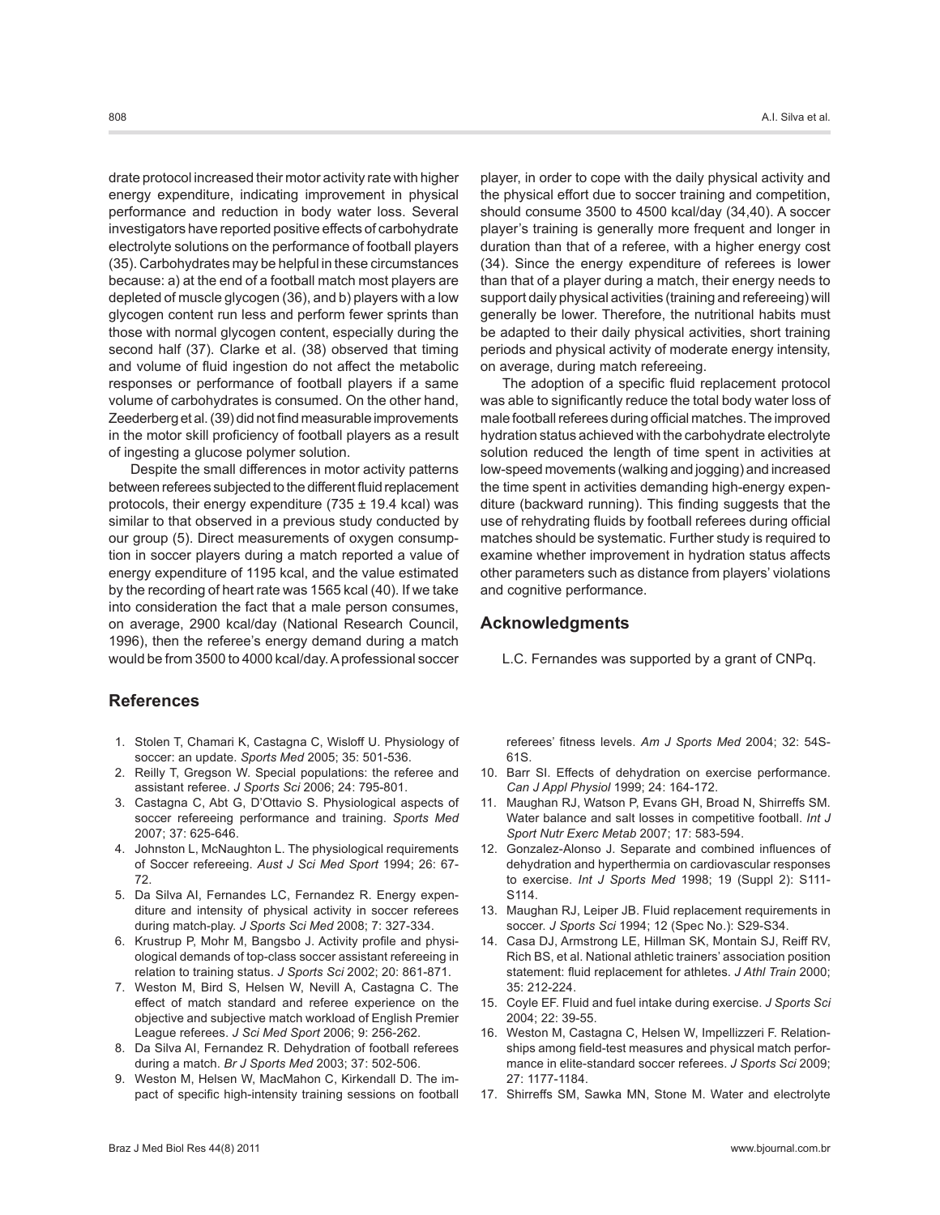drate protocol increased their motor activity rate with higher energy expenditure, indicating improvement in physical performance and reduction in body water loss. Several investigators have reported positive effects of carbohydrate electrolyte solutions on the performance of football players (35). Carbohydrates may be helpful in these circumstances because: a) at the end of a football match most players are depleted of muscle glycogen (36), and b) players with a low glycogen content run less and perform fewer sprints than those with normal glycogen content, especially during the second half (37). Clarke et al. (38) observed that timing and volume of fluid ingestion do not affect the metabolic responses or performance of football players if a same volume of carbohydrates is consumed. On the other hand, Zeederberg et al. (39) did not find measurable improvements in the motor skill proficiency of football players as a result of ingesting a glucose polymer solution.

Despite the small differences in motor activity patterns between referees subjected to the different fluid replacement protocols, their energy expenditure (735 ± 19.4 kcal) was similar to that observed in a previous study conducted by our group (5). Direct measurements of oxygen consumption in soccer players during a match reported a value of energy expenditure of 1195 kcal, and the value estimated by the recording of heart rate was 1565 kcal (40). If we take into consideration the fact that a male person consumes, on average, 2900 kcal/day (National Research Council, 1996), then the referee's energy demand during a match would be from 3500 to 4000 kcal/day. A professional soccer player, in order to cope with the daily physical activity and the physical effort due to soccer training and competition, should consume 3500 to 4500 kcal/day (34,40). A soccer player's training is generally more frequent and longer in duration than that of a referee, with a higher energy cost (34). Since the energy expenditure of referees is lower than that of a player during a match, their energy needs to support daily physical activities (training and refereeing) will generally be lower. Therefore, the nutritional habits must be adapted to their daily physical activities, short training periods and physical activity of moderate energy intensity, on average, during match refereeing.

The adoption of a specific fluid replacement protocol was able to significantly reduce the total body water loss of male football referees during official matches. The improved hydration status achieved with the carbohydrate electrolyte solution reduced the length of time spent in activities at low-speed movements (walking and jogging) and increased the time spent in activities demanding high-energy expenditure (backward running). This finding suggests that the use of rehydrating fluids by football referees during official matches should be systematic. Further study is required to examine whether improvement in hydration status affects other parameters such as distance from players' violations and cognitive performance.

## Acknowledgments

L.C. Fernandes was supported by a grant of CNPq.

## References

1. Stolen T, Chamari K, Castagna C, Wisloff U. Physiology of soccer: an update. *Sports Med* 2005; 35: 501-536.
2. Reilly T, Gregson W. Special populations: the referee and assistant referee. *J Sports Sci* 2006; 24: 795-801.
3. Castagna C, Abt G, D'Ottavio S. Physiological aspects of soccer refereeing performance and training. *Sports Med* 2007; 37: 625-646.
4. Johnston L, McNaughton L. The physiological requirements of Soccer refereeing. *Aust J Sci Med Sport* 1994; 26: 67-72.
5. Da Silva AI, Fernandes LC, Fernandez R. Energy expenditure and intensity of physical activity in soccer referees during match-play. *J Sports Sci Med* 2008; 7: 327-334.
6. Krustrup P, Mohr M, Bangsbo J. Activity profile and physiological demands of top-class soccer assistant refereeing in relation to training status. *J Sports Sci* 2002; 20: 861-871.
7. Weston M, Bird S, Helsen W, Nevill A, Castagna C. The effect of match standard and referee experience on the objective and subjective match workload of English Premier League referees. *J Sci Med Sport* 2006; 9: 256-262.
8. Da Silva AI, Fernandez R. Dehydration of football referees during a match. *Br J Sports Med* 2003; 37: 502-506.
9. Weston M, Helsen W, MacMahon C, Kirkendall D. The impact of specific high-intensity training sessions on football referees' fitness levels. *Am J Sports Med* 2004; 32: 54S-61S.
10. Barr SI. Effects of dehydration on exercise performance. *Can J Appl Physiol* 1999; 24: 164-172.
11. Maughan RJ, Watson P, Evans GH, Broad N, Shirreffs SM. Water balance and salt losses in competitive football. *Int J Sport Nutr Exerc Metab* 2007; 17: 583-594.
12. Gonzalez-Alonso J. Separate and combined influences of dehydration and hyperthermia on cardiovascular responses to exercise. *Int J Sports Med* 1998; 19 (Suppl 2): S111-S114.
13. Maughan RJ, Leiper JB. Fluid replacement requirements in soccer. *J Sports Sci* 1994; 12 (Spec No.): S29-S34.
14. Casa DJ, Armstrong LE, Hillman SK, Montain SJ, Reiff RV, Rich BS, et al. National athletic trainers' association position statement: fluid replacement for athletes. *J Athl Train* 2000; 35: 212-224.
15. Coyle EF. Fluid and fuel intake during exercise. *J Sports Sci* 2004; 22: 39-55.
16. Weston M, Castagna C, Helsen W, Impellizzeri F. Relationships among field-test measures and physical match performance in elite-standard soccer referees. *J Sports Sci* 2009; 27: 1177-1184.
17. Shirreffs SM, Sawka MN, Stone M. Water and electrolyte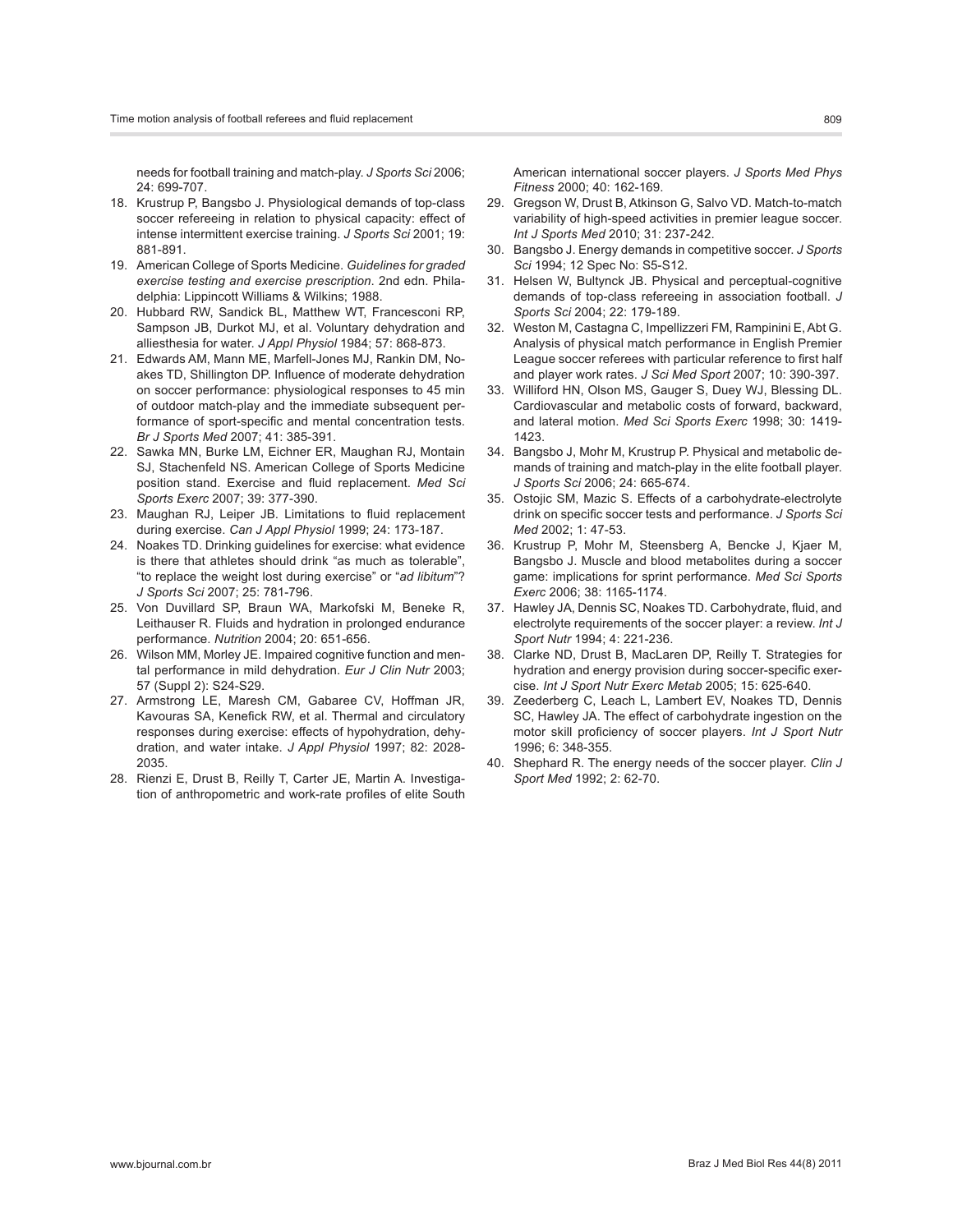needs for football training and match-play. *J Sports Sci* 2006; 24: 699-707.

18. Krustrup P, Bangsbo J. Physiological demands of top-class soccer refereeing in relation to physical capacity: effect of intense intermittent exercise training. *J Sports Sci* 2001; 19: 881-891.
19. American College of Sports Medicine. *Guidelines for graded exercise testing and exercise prescription*. 2nd edn. Philadelphia: Lippincott Williams & Wilkins; 1988.
20. Hubbard RW, Sandick BL, Matthew WT, Francesconi RP, Sampson JB, Durkot MJ, et al. Voluntary dehydration and alliesthesia for water. *J Appl Physiol* 1984; 57: 868-873.
21. Edwards AM, Mann ME, Marfell-Jones MJ, Rankin DM, Noakes TD, Shillington DP. Influence of moderate dehydration on soccer performance: physiological responses to 45 min of outdoor match-play and the immediate subsequent performance of sport-specific and mental concentration tests. *Br J Sports Med* 2007; 41: 385-391.
22. Sawka MN, Burke LM, Eichner ER, Maughan RJ, Montain SJ, Stachenfeld NS. American College of Sports Medicine position stand. Exercise and fluid replacement. *Med Sci Sports Exerc* 2007; 39: 377-390.
23. Maughan RJ, Leiper JB. Limitations to fluid replacement during exercise. *Can J Appl Physiol* 1999; 24: 173-187.
24. Noakes TD. Drinking guidelines for exercise: what evidence is there that athletes should drink "as much as tolerable", "to replace the weight lost during exercise" or "*ad libitum*"? *J Sports Sci* 2007; 25: 781-796.
25. Von Duvillard SP, Braun WA, Markofski M, Beneke R, Leithauser R. Fluids and hydration in prolonged endurance performance. *Nutrition* 2004; 20: 651-656.
26. Wilson MM, Morley JE. Impaired cognitive function and mental performance in mild dehydration. *Eur J Clin Nutr* 2003; 57 (Suppl 2): S24-S29.
27. Armstrong LE, Maresh CM, Gabaree CV, Hoffman JR, Kavouras SA, Kenefick RW, et al. Thermal and circulatory responses during exercise: effects of hypohydration, dehydration, and water intake. *J Appl Physiol* 1997; 82: 2028-2035.
28. Rienzi E, Drust B, Reilly T, Carter JE, Martin A. Investigation of anthropometric and work-rate profiles of elite South American international soccer players. *J Sports Med Phys Fitness* 2000; 40: 162-169.
29. Gregson W, Drust B, Atkinson G, Salvo VD. Match-to-match variability of high-speed activities in premier league soccer. *Int J Sports Med* 2010; 31: 237-242.
30. Bangsbo J. Energy demands in competitive soccer. *J Sports Sci* 1994; 12 Spec No: S5-S12.
31. Helsen W, Bultynck JB. Physical and perceptual-cognitive demands of top-class refereeing in association football. *J Sports Sci* 2004; 22: 179-189.
32. Weston M, Castagna C, Impellizzeri FM, Rampinini E, Abt G. Analysis of physical match performance in English Premier League soccer referees with particular reference to first half and player work rates. *J Sci Med Sport* 2007; 10: 390-397.
33. Williford HN, Olson MS, Gauger S, Duey WJ, Blessing DL. Cardiovascular and metabolic costs of forward, backward, and lateral motion. *Med Sci Sports Exerc* 1998; 30: 1419-1423.
34. Bangsbo J, Mohr M, Krustrup P. Physical and metabolic demands of training and match-play in the elite football player. *J Sports Sci* 2006; 24: 665-674.
35. Ostojic SM, Mazic S. Effects of a carbohydrate-electrolyte drink on specific soccer tests and performance. *J Sports Sci Med* 2002; 1: 47-53.
36. Krustrup P, Mohr M, Steensberg A, Bencke J, Kjaer M, Bangsbo J. Muscle and blood metabolites during a soccer game: implications for sprint performance. *Med Sci Sports Exerc* 2006; 38: 1165-1174.
37. Hawley JA, Dennis SC, Noakes TD. Carbohydrate, fluid, and electrolyte requirements of the soccer player: a review. *Int J Sport Nutr* 1994; 4: 221-236.
38. Clarke ND, Drust B, MacLaren DP, Reilly T. Strategies for hydration and energy provision during soccer-specific exercise. *Int J Sport Nutr Exerc Metab* 2005; 15: 625-640.
39. Zeederberg C, Leach L, Lambert EV, Noakes TD, Dennis SC, Hawley JA. The effect of carbohydrate ingestion on the motor skill proficiency of soccer players. *Int J Sport Nutr* 1996; 6: 348-355.
40. Shephard R. The energy needs of the soccer player. *Clin J Sport Med* 1992; 2: 62-70.